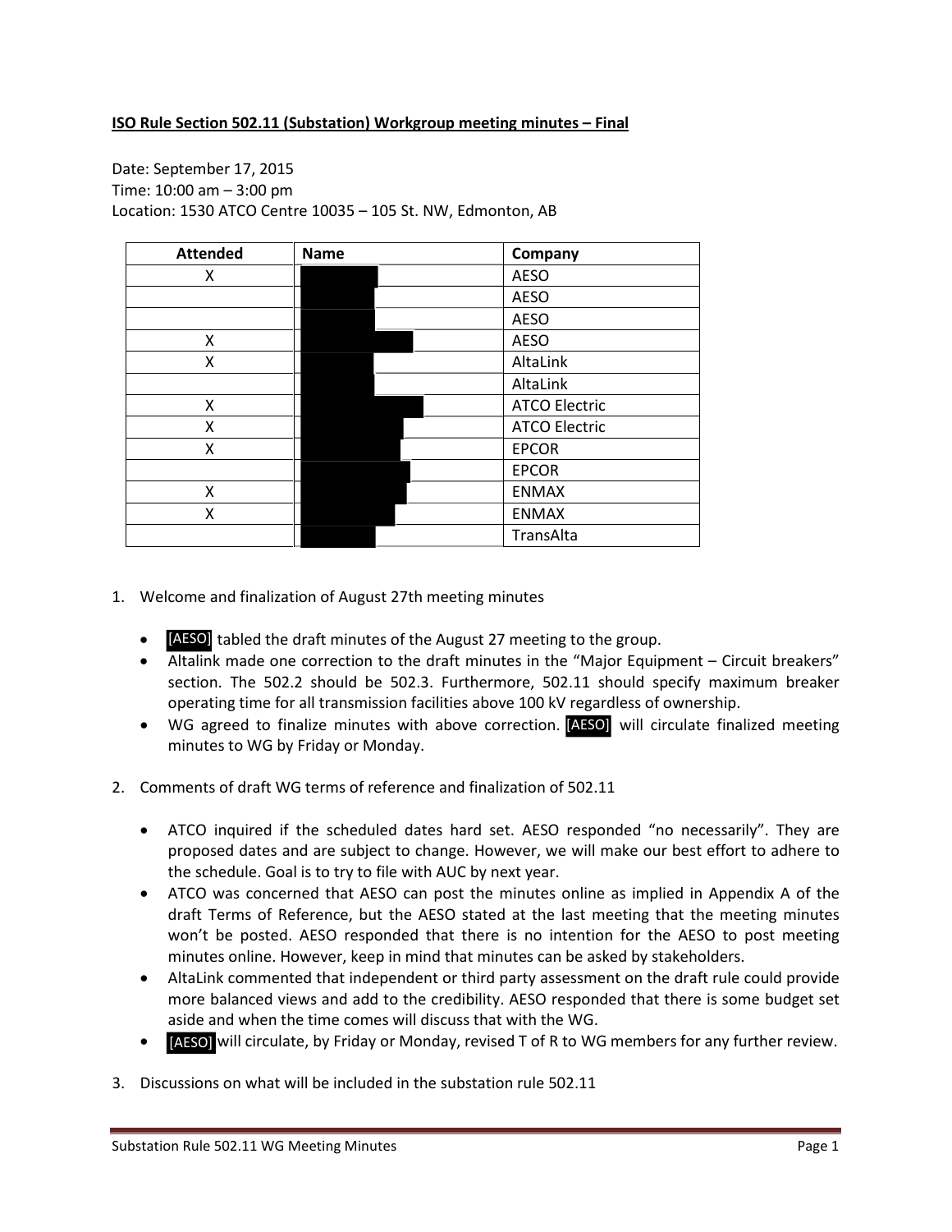**ISO Rule Section 502.11 (Substation) Workgroup meeting minutes – Final**

Date: September 17, 2015
Time: 10:00 am – 3:00 pm
Location: 1530 ATCO Centre 10035 – 105 St. NW, Edmonton, AB

| Attended | Name | Company |
|---|---|---|
| X | | AESO |
| | | AESO |
| | | AESO |
| X | | AESO |
| X | | AltaLink |
| | | AltaLink |
| X | | ATCO Electric |
| X | | ATCO Electric |
| X | | EPCOR |
| | | EPCOR |
| X | | ENMAX |
| X | | ENMAX |
| | | TransAlta |

1. Welcome and finalization of August 27th meeting minutes

   - [AESO] tabled the draft minutes of the August 27 meeting to the group.
   - Altalink made one correction to the draft minutes in the "Major Equipment – Circuit breakers" section. The 502.2 should be 502.3. Furthermore, 502.11 should specify maximum breaker operating time for all transmission facilities above 100 kV regardless of ownership.
   - WG agreed to finalize minutes with above correction. [AESO] will circulate finalized meeting minutes to WG by Friday or Monday.

2. Comments of draft WG terms of reference and finalization of 502.11

   - ATCO inquired if the scheduled dates hard set. AESO responded "no necessarily". They are proposed dates and are subject to change. However, we will make our best effort to adhere to the schedule. Goal is to try to file with AUC by next year.
   - ATCO was concerned that AESO can post the minutes online as implied in Appendix A of the draft Terms of Reference, but the AESO stated at the last meeting that the meeting minutes won't be posted. AESO responded that there is no intention for the AESO to post meeting minutes online. However, keep in mind that minutes can be asked by stakeholders.
   - AltaLink commented that independent or third party assessment on the draft rule could provide more balanced views and add to the credibility. AESO responded that there is some budget set aside and when the time comes will discuss that with the WG.
   - [AESO] will circulate, by Friday or Monday, revised T of R to WG members for any further review.

3. Discussions on what will be included in the substation rule 502.11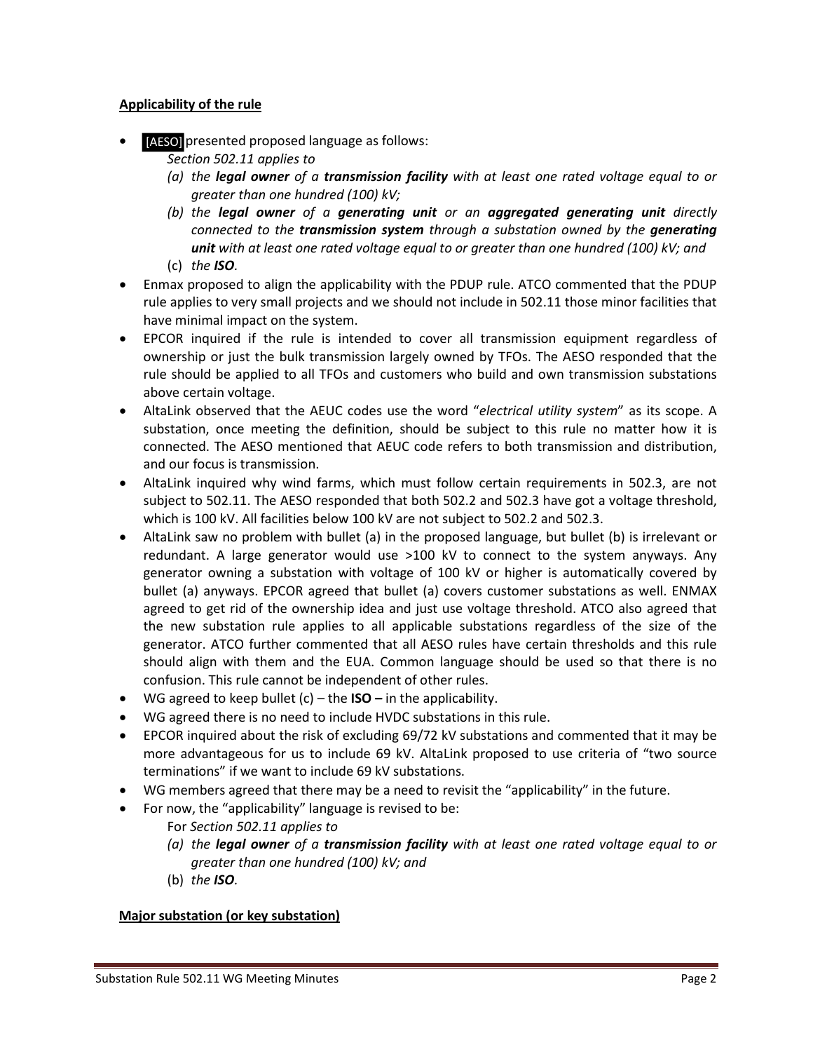## Applicability of the rule

- [AESO] presented proposed language as follows:

  *Section 502.11 applies to*

  *(a) the **legal owner** of a **transmission facility** with at least one rated voltage equal to or greater than one hundred (100) kV;*

  *(b) the **legal owner** of a **generating unit** or an **aggregated generating unit** directly connected to the **transmission system** through a substation owned by the **generating unit** with at least one rated voltage equal to or greater than one hundred (100) kV; and*

  (c) *the **ISO**.*

- Enmax proposed to align the applicability with the PDUP rule. ATCO commented that the PDUP rule applies to very small projects and we should not include in 502.11 those minor facilities that have minimal impact on the system.
- EPCOR inquired if the rule is intended to cover all transmission equipment regardless of ownership or just the bulk transmission largely owned by TFOs. The AESO responded that the rule should be applied to all TFOs and customers who build and own transmission substations above certain voltage.
- AltaLink observed that the AEUC codes use the word "*electrical utility system*" as its scope. A substation, once meeting the definition, should be subject to this rule no matter how it is connected. The AESO mentioned that AEUC code refers to both transmission and distribution, and our focus is transmission.
- AltaLink inquired why wind farms, which must follow certain requirements in 502.3, are not subject to 502.11. The AESO responded that both 502.2 and 502.3 have got a voltage threshold, which is 100 kV. All facilities below 100 kV are not subject to 502.2 and 502.3.
- AltaLink saw no problem with bullet (a) in the proposed language, but bullet (b) is irrelevant or redundant. A large generator would use >100 kV to connect to the system anyways. Any generator owning a substation with voltage of 100 kV or higher is automatically covered by bullet (a) anyways. EPCOR agreed that bullet (a) covers customer substations as well. ENMAX agreed to get rid of the ownership idea and just use voltage threshold. ATCO also agreed that the new substation rule applies to all applicable substations regardless of the size of the generator. ATCO further commented that all AESO rules have certain thresholds and this rule should align with them and the EUA. Common language should be used so that there is no confusion. This rule cannot be independent of other rules.
- WG agreed to keep bullet (c) – the **ISO –** in the applicability.
- WG agreed there is no need to include HVDC substations in this rule.
- EPCOR inquired about the risk of excluding 69/72 kV substations and commented that it may be more advantageous for us to include 69 kV. AltaLink proposed to use criteria of "two source terminations" if we want to include 69 kV substations.
- WG members agreed that there may be a need to revisit the "applicability" in the future.
- For now, the "applicability" language is revised to be:

  For *Section 502.11 applies to*

  *(a) the **legal owner** of a **transmission facility** with at least one rated voltage equal to or greater than one hundred (100) kV; and*

  (b) *the **ISO**.*

## Major substation (or key substation)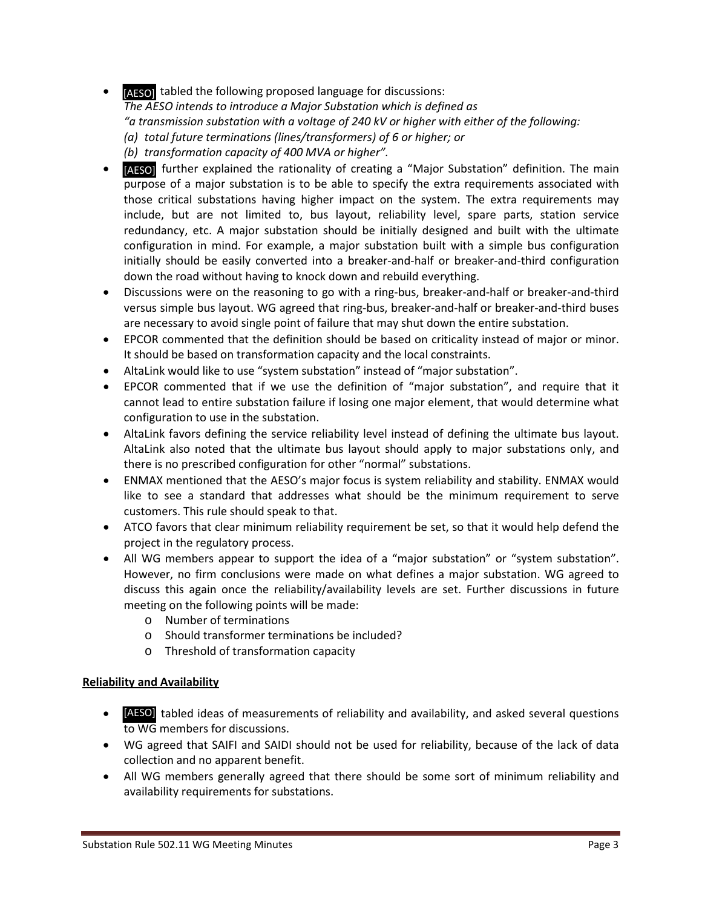- [AESO] tabled the following proposed language for discussions:
  *The AESO intends to introduce a Major Substation which is defined as*
  *"a transmission substation with a voltage of 240 kV or higher with either of the following:*
  *(a) total future terminations (lines/transformers) of 6 or higher; or*
  *(b) transformation capacity of 400 MVA or higher".*
- [AESO] further explained the rationality of creating a "Major Substation" definition. The main purpose of a major substation is to be able to specify the extra requirements associated with those critical substations having higher impact on the system. The extra requirements may include, but are not limited to, bus layout, reliability level, spare parts, station service redundancy, etc. A major substation should be initially designed and built with the ultimate configuration in mind. For example, a major substation built with a simple bus configuration initially should be easily converted into a breaker-and-half or breaker-and-third configuration down the road without having to knock down and rebuild everything.
- Discussions were on the reasoning to go with a ring-bus, breaker-and-half or breaker-and-third versus simple bus layout. WG agreed that ring-bus, breaker-and-half or breaker-and-third buses are necessary to avoid single point of failure that may shut down the entire substation.
- EPCOR commented that the definition should be based on criticality instead of major or minor. It should be based on transformation capacity and the local constraints.
- AltaLink would like to use "system substation" instead of "major substation".
- EPCOR commented that if we use the definition of "major substation", and require that it cannot lead to entire substation failure if losing one major element, that would determine what configuration to use in the substation.
- AltaLink favors defining the service reliability level instead of defining the ultimate bus layout. AltaLink also noted that the ultimate bus layout should apply to major substations only, and there is no prescribed configuration for other "normal" substations.
- ENMAX mentioned that the AESO's major focus is system reliability and stability. ENMAX would like to see a standard that addresses what should be the minimum requirement to serve customers. This rule should speak to that.
- ATCO favors that clear minimum reliability requirement be set, so that it would help defend the project in the regulatory process.
- All WG members appear to support the idea of a "major substation" or "system substation". However, no firm conclusions were made on what defines a major substation. WG agreed to discuss this again once the reliability/availability levels are set. Further discussions in future meeting on the following points will be made:
  - Number of terminations
  - Should transformer terminations be included?
  - Threshold of transformation capacity

**Reliability and Availability**

- [AESO] tabled ideas of measurements of reliability and availability, and asked several questions to WG members for discussions.
- WG agreed that SAIFI and SAIDI should not be used for reliability, because of the lack of data collection and no apparent benefit.
- All WG members generally agreed that there should be some sort of minimum reliability and availability requirements for substations.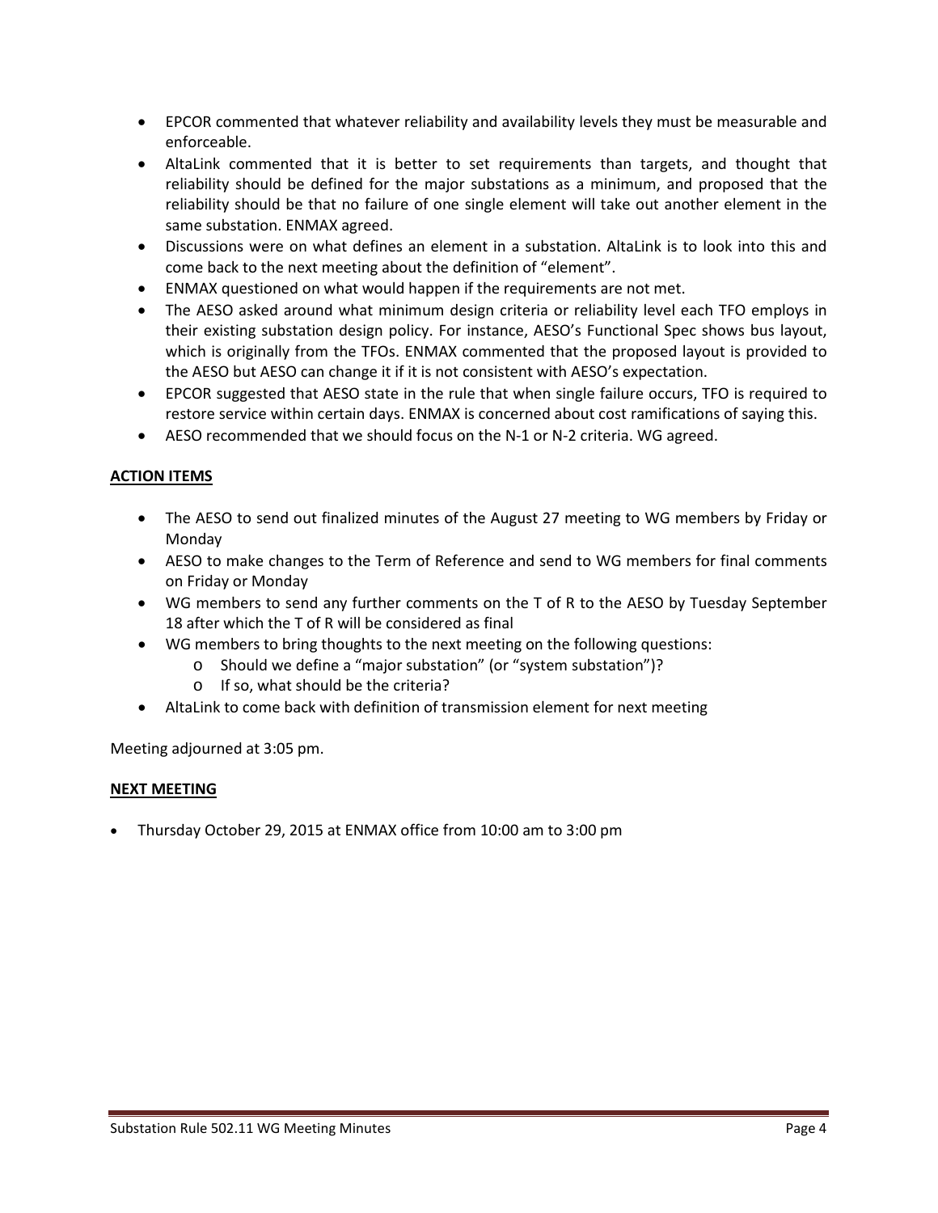- EPCOR commented that whatever reliability and availability levels they must be measurable and enforceable.
- AltaLink commented that it is better to set requirements than targets, and thought that reliability should be defined for the major substations as a minimum, and proposed that the reliability should be that no failure of one single element will take out another element in the same substation. ENMAX agreed.
- Discussions were on what defines an element in a substation. AltaLink is to look into this and come back to the next meeting about the definition of "element".
- ENMAX questioned on what would happen if the requirements are not met.
- The AESO asked around what minimum design criteria or reliability level each TFO employs in their existing substation design policy. For instance, AESO's Functional Spec shows bus layout, which is originally from the TFOs. ENMAX commented that the proposed layout is provided to the AESO but AESO can change it if it is not consistent with AESO's expectation.
- EPCOR suggested that AESO state in the rule that when single failure occurs, TFO is required to restore service within certain days. ENMAX is concerned about cost ramifications of saying this.
- AESO recommended that we should focus on the N-1 or N-2 criteria. WG agreed.

**ACTION ITEMS**

- The AESO to send out finalized minutes of the August 27 meeting to WG members by Friday or Monday
- AESO to make changes to the Term of Reference and send to WG members for final comments on Friday or Monday
- WG members to send any further comments on the T of R to the AESO by Tuesday September 18 after which the T of R will be considered as final
- WG members to bring thoughts to the next meeting on the following questions:
  - Should we define a "major substation" (or "system substation")?
  - If so, what should be the criteria?
- AltaLink to come back with definition of transmission element for next meeting

Meeting adjourned at 3:05 pm.

**NEXT MEETING**

- Thursday October 29, 2015 at ENMAX office from 10:00 am to 3:00 pm